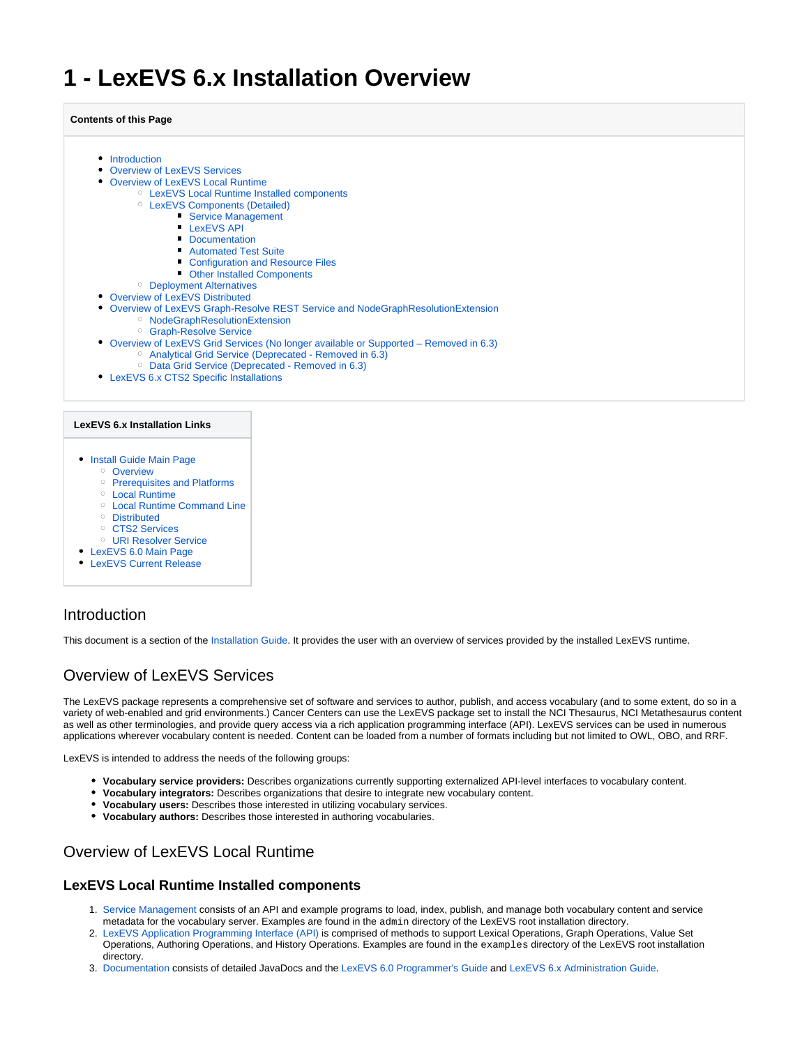# 1 - LexEVS 6.x Installation Overview

**Contents of this Page**

- Introduction
- Overview of LexEVS Services
- Overview of LexEVS Local Runtime
  - LexEVS Local Runtime Installed components
  - LexEVS Components (Detailed)
    - Service Management
    - LexEVS API
    - Documentation
    - Automated Test Suite
    - Configuration and Resource Files
    - Other Installed Components
  - Deployment Alternatives
- Overview of LexEVS Distributed
- Overview of LexEVS Graph-Resolve REST Service and NodeGraphResolutionExtension
  - NodeGraphResolutionExtension
  - Graph-Resolve Service
- Overview of LexEVS Grid Services (No longer available or Supported – Removed in 6.3)
  - Analytical Grid Service (Deprecated - Removed in 6.3)
  - Data Grid Service (Deprecated - Removed in 6.3)
- LexEVS 6.x CTS2 Specific Installations

**LexEVS 6.x Installation Links**

- Install Guide Main Page
  - Overview
  - Prerequisites and Platforms
  - Local Runtime
  - Local Runtime Command Line
  - Distributed
  - CTS2 Services
  - URI Resolver Service
- LexEVS 6.0 Main Page
- LexEVS Current Release

## Introduction

This document is a section of the Installation Guide. It provides the user with an overview of services provided by the installed LexEVS runtime.

## Overview of LexEVS Services

The LexEVS package represents a comprehensive set of software and services to author, publish, and access vocabulary (and to some extent, do so in a variety of web-enabled and grid environments.) Cancer Centers can use the LexEVS package set to install the NCI Thesaurus, NCI Metathesaurus content as well as other terminologies, and provide query access via a rich application programming interface (API). LexEVS services can be used in numerous applications wherever vocabulary content is needed. Content can be loaded from a number of formats including but not limited to OWL, OBO, and RRF.

LexEVS is intended to address the needs of the following groups:

- **Vocabulary service providers:** Describes organizations currently supporting externalized API-level interfaces to vocabulary content.
- **Vocabulary integrators:** Describes organizations that desire to integrate new vocabulary content.
- **Vocabulary users:** Describes those interested in utilizing vocabulary services.
- **Vocabulary authors:** Describes those interested in authoring vocabularies.

## Overview of LexEVS Local Runtime

### LexEVS Local Runtime Installed components

1. Service Management consists of an API and example programs to load, index, publish, and manage both vocabulary content and service metadata for the vocabulary server. Examples are found in the `admin` directory of the LexEVS root installation directory.
2. LexEVS Application Programming Interface (API) is comprised of methods to support Lexical Operations, Graph Operations, Value Set Operations, Authoring Operations, and History Operations. Examples are found in the `examples` directory of the LexEVS root installation directory.
3. Documentation consists of detailed JavaDocs and the LexEVS 6.0 Programmer's Guide and LexEVS 6.x Administration Guide.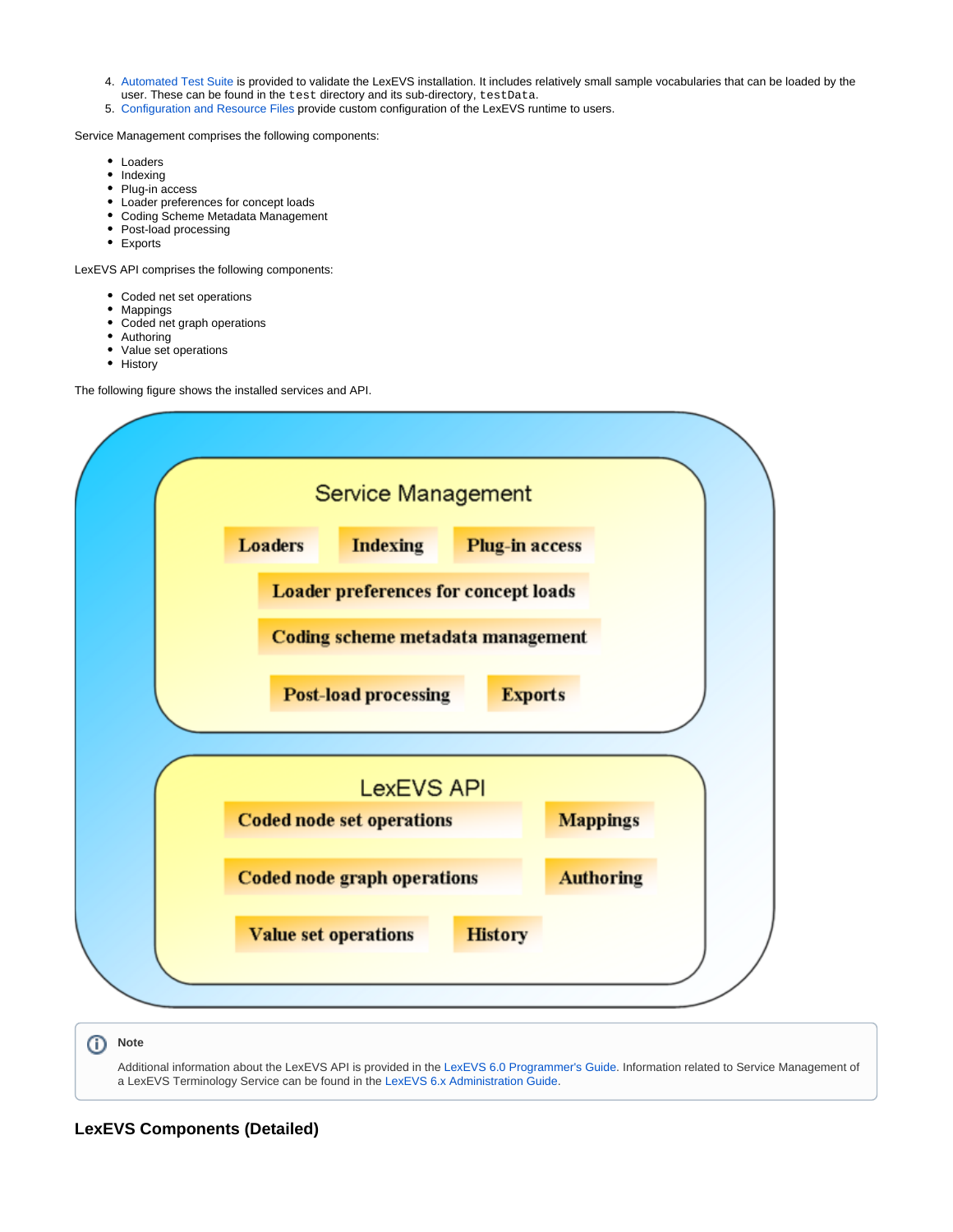4. Automated Test Suite is provided to validate the LexEVS installation. It includes relatively small sample vocabularies that can be loaded by the user. These can be found in the `test` directory and its sub-directory, `testData`.
5. Configuration and Resource Files provide custom configuration of the LexEVS runtime to users.

Service Management comprises the following components:

- Loaders
- Indexing
- Plug-in access
- Loader preferences for concept loads
- Coding Scheme Metadata Management
- Post-load processing
- Exports

LexEVS API comprises the following components:

- Coded net set operations
- Mappings
- Coded net graph operations
- Authoring
- Value set operations
- History

The following figure shows the installed services and API.

Service Management

Loaders | Indexing | Plug-in access

Loader preferences for concept loads

Coding scheme metadata management

Post-load processing | Exports

LexEVS API

Coded node set operations | Mappings

Coded node graph operations | Authoring

Value set operations | History

**Note**

Additional information about the LexEVS API is provided in the LexEVS 6.0 Programmer's Guide. Information related to Service Management of a LexEVS Terminology Service can be found in the LexEVS 6.x Administration Guide.

## LexEVS Components (Detailed)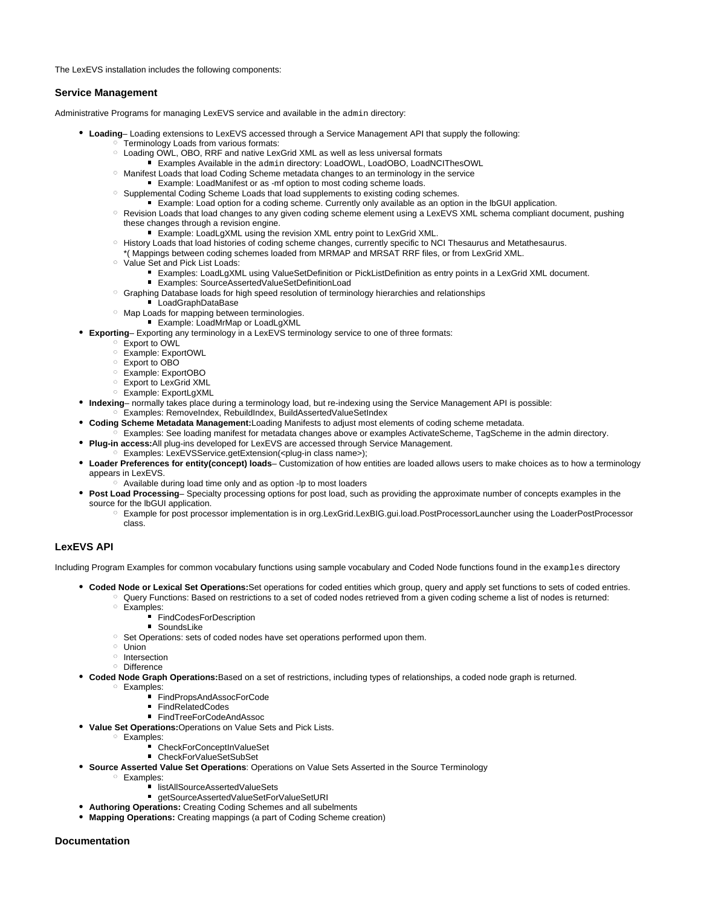The LexEVS installation includes the following components:

### Service Management

Administrative Programs for managing LexEVS service and available in the `admin` directory:

- **Loading**– Loading extensions to LexEVS accessed through a Service Management API that supply the following:
  - Terminology Loads from various formats:
  - Loading OWL, OBO, RRF and native LexGrid XML as well as less universal formats
    - Examples Available in the `admin` directory: LoadOWL, LoadOBO, LoadNCIThesOWL
  - Manifest Loads that load Coding Scheme metadata changes to an terminology in the service
    - Example: LoadManifest or as -mf option to most coding scheme loads.
  - Supplemental Coding Scheme Loads that load supplements to existing coding schemes.
    - Example: Load option for a coding scheme. Currently only available as an option in the lbGUI application.
  - Revision Loads that load changes to any given coding scheme element using a LexEVS XML schema compliant document, pushing these changes through a revision engine.
    - Example: LoadLgXML using the revision XML entry point to LexGrid XML.
  - History Loads that load histories of coding scheme changes, currently specific to NCI Thesaurus and Metathesaurus.
    *( Mappings between coding schemes loaded from MRMAP and MRSAT RRF files, or from LexGrid XML.
  - Value Set and Pick List Loads:
    - Examples: LoadLgXML using ValueSetDefinition or PickListDefinition as entry points in a LexGrid XML document.
    - Examples: SourceAssertedValueSetDefinitionLoad
  - Graphing Database loads for high speed resolution of terminology hierarchies and relationships
    - LoadGraphDataBase
  - Map Loads for mapping between terminologies.
    - Example: LoadMrMap or LoadLgXML
- **Exporting**– Exporting any terminology in a LexEVS terminology service to one of three formats:
  - Export to OWL
  - Example: ExportOWL
  - Export to OBO
  - Example: ExportOBO
  - Export to LexGrid XML
  - Example: ExportLgXML
- **Indexing**– normally takes place during a terminology load, but re-indexing using the Service Management API is possible:
  - Examples: RemoveIndex, RebuildIndex, BuildAssertedValueSetIndex
- **Coding Scheme Metadata Management:**Loading Manifests to adjust most elements of coding scheme metadata.
  - Examples: See loading manifest for metadata changes above or examples ActivateScheme, TagScheme in the admin directory.
- **Plug-in access:**All plug-ins developed for LexEVS are accessed through Service Management.
  - Examples: LexEVSService.getExtension(<plug-in class name>);
- **Loader Preferences for entity(concept) loads**– Customization of how entities are loaded allows users to make choices as to how a terminology appears in LexEVS.
  - Available during load time only and as option -lp to most loaders
- **Post Load Processing**– Specialty processing options for post load, such as providing the approximate number of concepts examples in the source for the lbGUI application.
  - Example for post processor implementation is in org.LexGrid.LexBIG.gui.load.PostProcessorLauncher using the LoaderPostProcessor class.

### LexEVS API

Including Program Examples for common vocabulary functions using sample vocabulary and Coded Node functions found in the `examples` directory

- **Coded Node or Lexical Set Operations:**Set operations for coded entities which group, query and apply set functions to sets of coded entries.
  - Query Functions: Based on restrictions to a set of coded nodes retrieved from a given coding scheme a list of nodes is returned:
  - Examples:
    - FindCodesForDescription
    - SoundsLike
  - Set Operations: sets of coded nodes have set operations performed upon them.
  - Union
  - Intersection
  - Difference
- **Coded Node Graph Operations:**Based on a set of restrictions, including types of relationships, a coded node graph is returned.
  - Examples:
    - FindPropsAndAssocForCode
    - FindRelatedCodes
    - FindTreeForCodeAndAssoc
- **Value Set Operations:**Operations on Value Sets and Pick Lists.
  - Examples:
    - CheckForConceptInValueSet
    - CheckForValueSetSubSet
- **Source Asserted Value Set Operations**: Operations on Value Sets Asserted in the Source Terminology
  - Examples:
    - listAllSourceAssertedValueSets
    - getSourceAssertedValueSetForValueSetURI
- **Authoring Operations:** Creating Coding Schemes and all subelments
- **Mapping Operations:** Creating mappings (a part of Coding Scheme creation)

### Documentation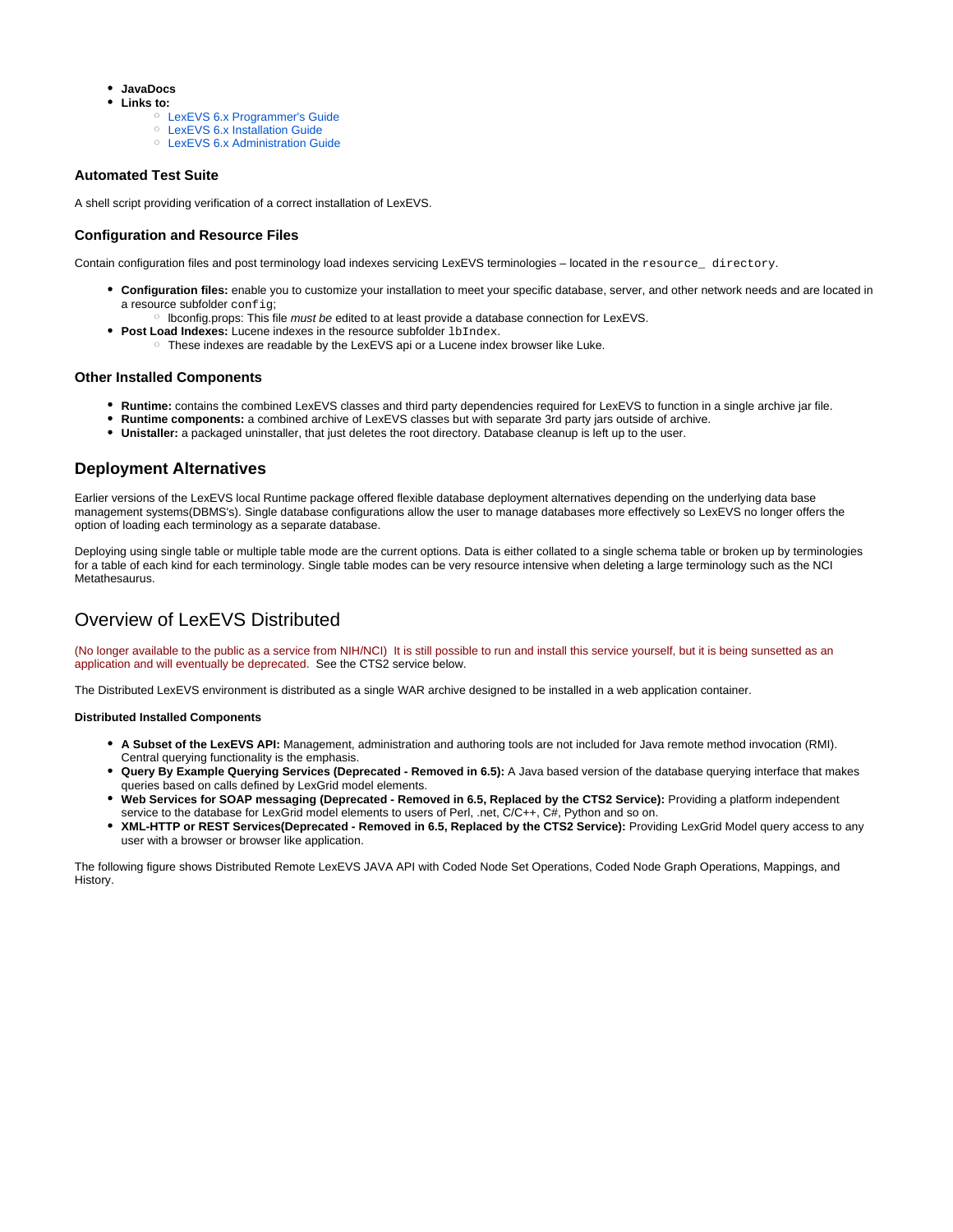- **JavaDocs**
- **Links to:**
  - LexEVS 6.x Programmer's Guide
  - LexEVS 6.x Installation Guide
  - LexEVS 6.x Administration Guide

#### Automated Test Suite

A shell script providing verification of a correct installation of LexEVS.

#### Configuration and Resource Files

Contain configuration files and post terminology load indexes servicing LexEVS terminologies – located in the `resource_ directory`.

- **Configuration files:** enable you to customize your installation to meet your specific database, server, and other network needs and are located in a resource subfolder `config`;
  - lbconfig.props: This file *must be* edited to at least provide a database connection for LexEVS.
- **Post Load Indexes:** Lucene indexes in the resource subfolder `lbIndex`.
  - These indexes are readable by the LexEVS api or a Lucene index browser like Luke.

#### Other Installed Components

- **Runtime:** contains the combined LexEVS classes and third party dependencies required for LexEVS to function in a single archive jar file.
- **Runtime components:** a combined archive of LexEVS classes but with separate 3rd party jars outside of archive.
- **Unistaller:** a packaged uninstaller, that just deletes the root directory. Database cleanup is left up to the user.

### Deployment Alternatives

Earlier versions of the LexEVS local Runtime package offered flexible database deployment alternatives depending on the underlying data base management systems(DBMS's). Single database configurations allow the user to manage databases more effectively so LexEVS no longer offers the option of loading each terminology as a separate database.

Deploying using single table or multiple table mode are the current options. Data is either collated to a single schema table or broken up by terminologies for a table of each kind for each terminology. Single table modes can be very resource intensive when deleting a large terminology such as the NCI Metathesaurus.

## Overview of LexEVS Distributed

(No longer available to the public as a service from NIH/NCI) It is still possible to run and install this service yourself, but it is being sunsetted as an application and will eventually be deprecated. See the CTS2 service below.

The Distributed LexEVS environment is distributed as a single WAR archive designed to be installed in a web application container.

#### Distributed Installed Components

- **A Subset of the LexEVS API:** Management, administration and authoring tools are not included for Java remote method invocation (RMI). Central querying functionality is the emphasis.
- **Query By Example Querying Services (Deprecated - Removed in 6.5):** A Java based version of the database querying interface that makes queries based on calls defined by LexGrid model elements.
- **Web Services for SOAP messaging (Deprecated - Removed in 6.5, Replaced by the CTS2 Service):** Providing a platform independent service to the database for LexGrid model elements to users of Perl, .net, C/C++, C#, Python and so on.
- **XML-HTTP or REST Services(Deprecated - Removed in 6.5, Replaced by the CTS2 Service):** Providing LexGrid Model query access to any user with a browser or browser like application.

The following figure shows Distributed Remote LexEVS JAVA API with Coded Node Set Operations, Coded Node Graph Operations, Mappings, and History.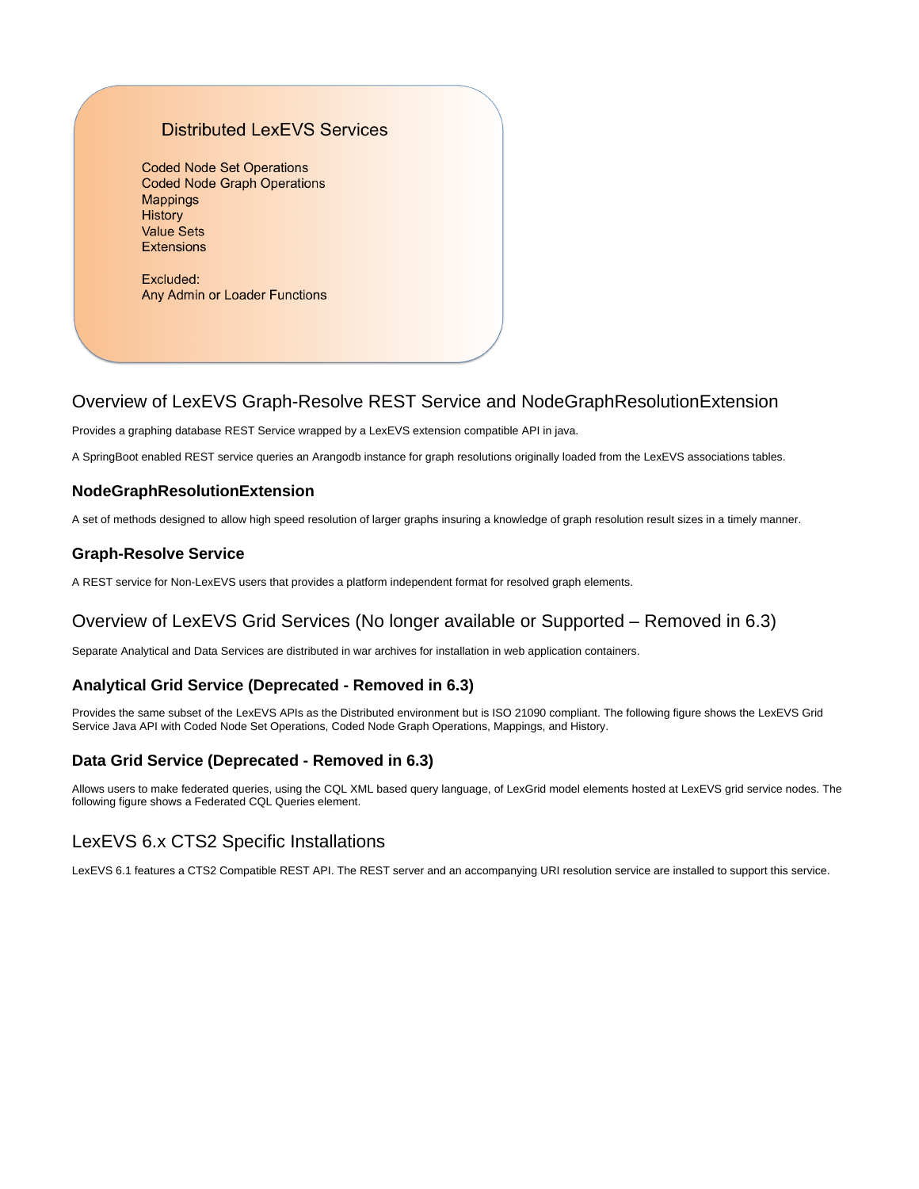Distributed LexEVS Services

Coded Node Set Operations
Coded Node Graph Operations
Mappings
History
Value Sets
Extensions

Excluded:
Any Admin or Loader Functions

## Overview of LexEVS Graph-Resolve REST Service and NodeGraphResolutionExtension

Provides a graphing database REST Service wrapped by a LexEVS extension compatible API in java.

A SpringBoot enabled REST service queries an Arangodb instance for graph resolutions originally loaded from the LexEVS associations tables.

### NodeGraphResolutionExtension

A set of methods designed to allow high speed resolution of larger graphs insuring a knowledge of graph resolution result sizes in a timely manner.

### Graph-Resolve Service

A REST service for Non-LexEVS users that provides a platform independent format for resolved graph elements.

## Overview of LexEVS Grid Services (No longer available or Supported – Removed in 6.3)

Separate Analytical and Data Services are distributed in war archives for installation in web application containers.

### Analytical Grid Service (Deprecated - Removed in 6.3)

Provides the same subset of the LexEVS APIs as the Distributed environment but is ISO 21090 compliant. The following figure shows the LexEVS Grid Service Java API with Coded Node Set Operations, Coded Node Graph Operations, Mappings, and History.

### Data Grid Service (Deprecated - Removed in 6.3)

Allows users to make federated queries, using the CQL XML based query language, of LexGrid model elements hosted at LexEVS grid service nodes. The following figure shows a Federated CQL Queries element.

## LexEVS 6.x CTS2 Specific Installations

LexEVS 6.1 features a CTS2 Compatible REST API. The REST server and an accompanying URI resolution service are installed to support this service.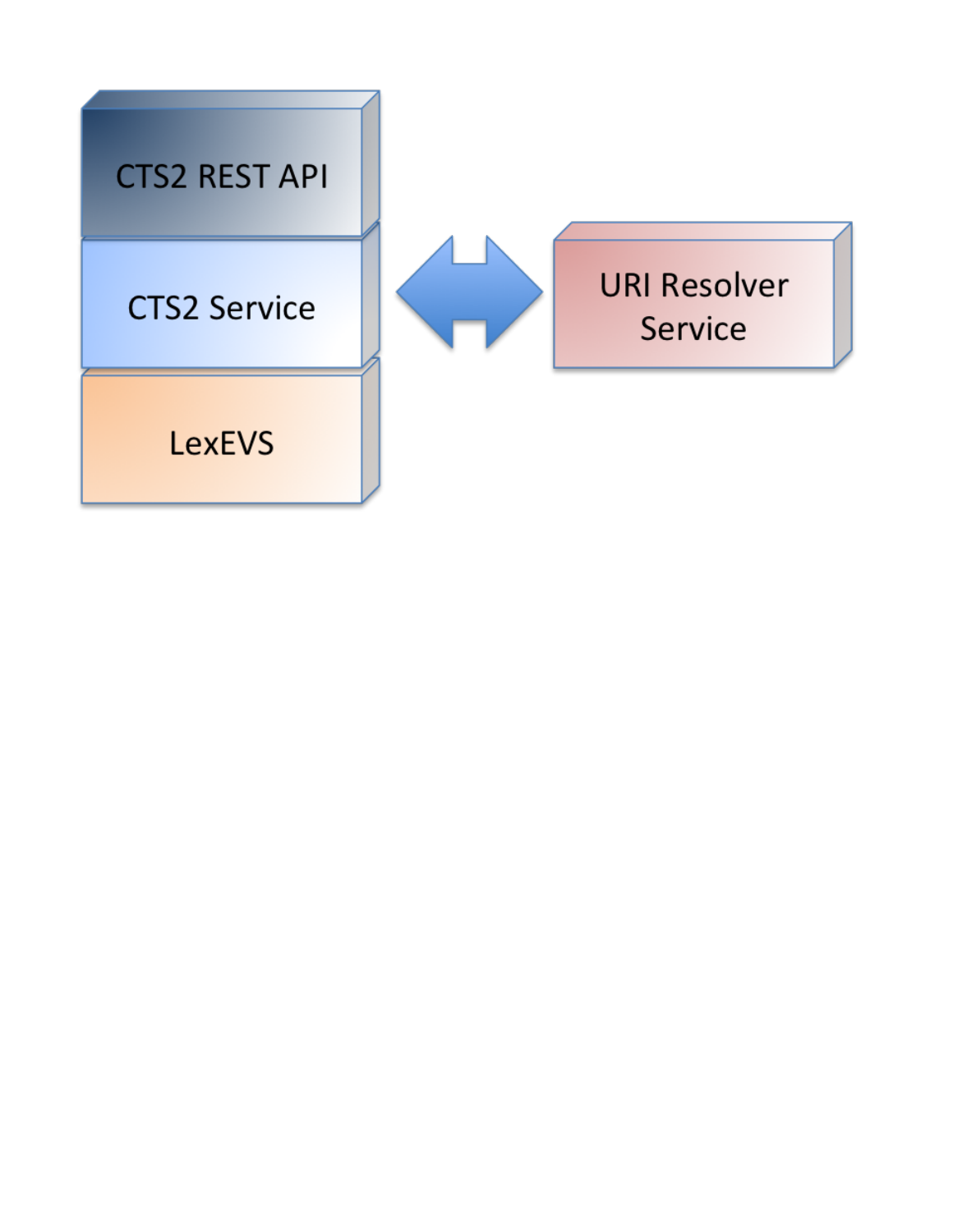CTS2 REST API

CTS2 Service

LexEVS

URI Resolver Service